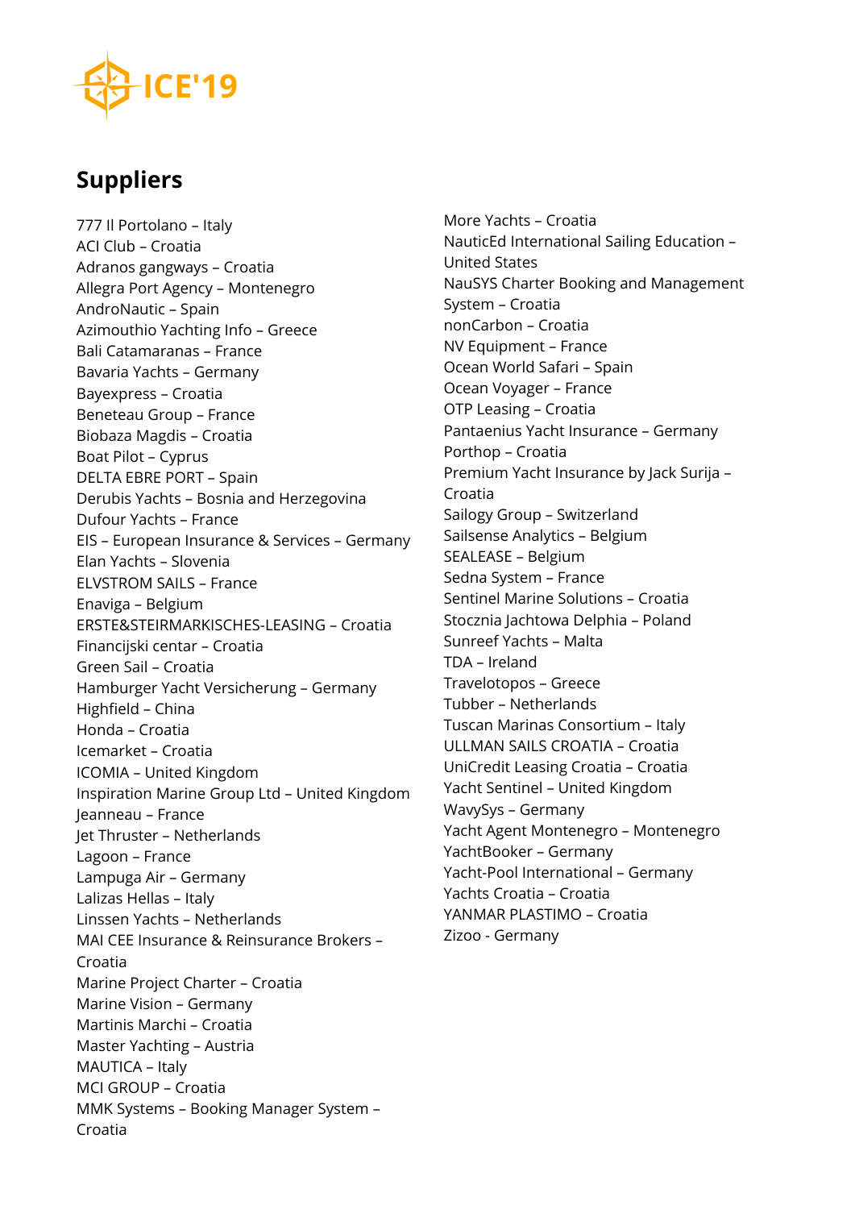ICE'19

## Suppliers

777 Il Portolano – Italy
ACI Club – Croatia
Adranos gangways – Croatia
Allegra Port Agency – Montenegro
AndroNautic – Spain
Azimouthio Yachting Info – Greece
Bali Catamaranas – France
Bavaria Yachts – Germany
Bayexpress – Croatia
Beneteau Group – France
Biobaza Magdis – Croatia
Boat Pilot – Cyprus
DELTA EBRE PORT – Spain
Derubis Yachts – Bosnia and Herzegovina
Dufour Yachts – France
EIS – European Insurance & Services – Germany
Elan Yachts – Slovenia
ELVSTROM SAILS – France
Enaviga – Belgium
ERSTE&STEIRMARKISCHES-LEASING – Croatia
Financijski centar – Croatia
Green Sail – Croatia
Hamburger Yacht Versicherung – Germany
Highfield – China
Honda – Croatia
Icemarket – Croatia
ICOMIA – United Kingdom
Inspiration Marine Group Ltd – United Kingdom
Jeanneau – France
Jet Thruster – Netherlands
Lagoon – France
Lampuga Air – Germany
Lalizas Hellas – Italy
Linssen Yachts – Netherlands
MAI CEE Insurance & Reinsurance Brokers – Croatia
Marine Project Charter – Croatia
Marine Vision – Germany
Martinis Marchi – Croatia
Master Yachting – Austria
MAUTICA – Italy
MCI GROUP – Croatia
MMK Systems – Booking Manager System – Croatia
More Yachts – Croatia
NauticEd International Sailing Education – United States
NauSYS Charter Booking and Management System – Croatia
nonCarbon – Croatia
NV Equipment – France
Ocean World Safari – Spain
Ocean Voyager – France
OTP Leasing – Croatia
Pantaenius Yacht Insurance – Germany
Porthop – Croatia
Premium Yacht Insurance by Jack Surija – Croatia
Sailogy Group – Switzerland
Sailsense Analytics – Belgium
SEALEASE – Belgium
Sedna System – France
Sentinel Marine Solutions – Croatia
Stocznia Jachtowa Delphia – Poland
Sunreef Yachts – Malta
TDA – Ireland
Travelotopos – Greece
Tubber – Netherlands
Tuscan Marinas Consortium – Italy
ULLMAN SAILS CROATIA – Croatia
UniCredit Leasing Croatia – Croatia
Yacht Sentinel – United Kingdom
WavySys – Germany
Yacht Agent Montenegro – Montenegro
YachtBooker – Germany
Yacht-Pool International – Germany
Yachts Croatia – Croatia
YANMAR PLASTIMO – Croatia
Zizoo - Germany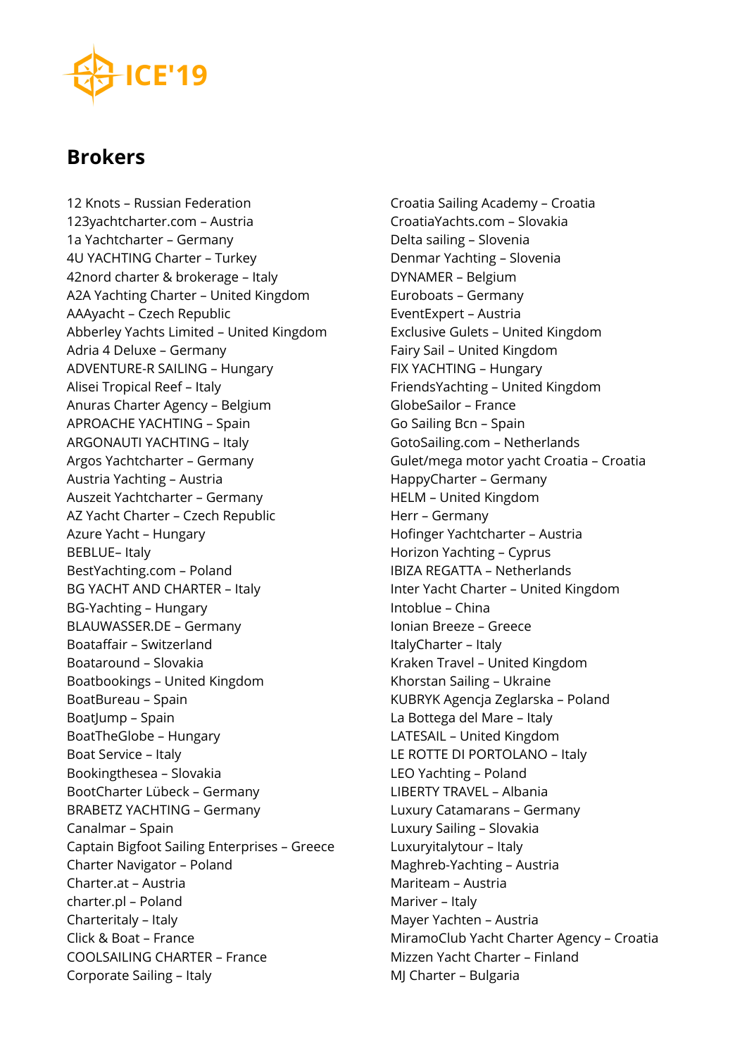## Brokers

12 Knots – Russian Federation
123yachtcharter.com – Austria
1a Yachtcharter – Germany
4U YACHTING Charter – Turkey
42nord charter & brokerage – Italy
A2A Yachting Charter – United Kingdom
AAAyacht – Czech Republic
Abberley Yachts Limited – United Kingdom
Adria 4 Deluxe – Germany
ADVENTURE-R SAILING – Hungary
Alisei Tropical Reef – Italy
Anuras Charter Agency – Belgium
APROACHE YACHTING – Spain
ARGONAUTI YACHTING – Italy
Argos Yachtcharter – Germany
Austria Yachting – Austria
Auszeit Yachtcharter – Germany
AZ Yacht Charter – Czech Republic
Azure Yacht – Hungary
BEBLUE– Italy
BestYachting.com – Poland
BG YACHT AND CHARTER – Italy
BG-Yachting – Hungary
BLAUWASSER.DE – Germany
Boataffair – Switzerland
Boataround – Slovakia
Boatbookings – United Kingdom
BoatBureau – Spain
BoatJump – Spain
BoatTheGlobe – Hungary
Boat Service – Italy
Bookingthesea – Slovakia
BootCharter Lübeck – Germany
BRABETZ YACHTING – Germany
Canalmar – Spain
Captain Bigfoot Sailing Enterprises – Greece
Charter Navigator – Poland
Charter.at – Austria
charter.pl – Poland
Charteritaly – Italy
Click & Boat – France
COOLSAILING CHARTER – France
Corporate Sailing – Italy
Croatia Sailing Academy – Croatia
CroatiaYachts.com – Slovakia
Delta sailing – Slovenia
Denmar Yachting – Slovenia
DYNAMER – Belgium
Euroboats – Germany
EventExpert – Austria
Exclusive Gulets – United Kingdom
Fairy Sail – United Kingdom
FIX YACHTING – Hungary
FriendsYachting – United Kingdom
GlobeSailor – France
Go Sailing Bcn – Spain
GotoSailing.com – Netherlands
Gulet/mega motor yacht Croatia – Croatia
HappyCharter – Germany
HELM – United Kingdom
Herr – Germany
Hofinger Yachtcharter – Austria
Horizon Yachting – Cyprus
IBIZA REGATTA – Netherlands
Inter Yacht Charter – United Kingdom
Intoblue – China
Ionian Breeze – Greece
ItalyCharter – Italy
Kraken Travel – United Kingdom
Khorstan Sailing – Ukraine
KUBRYK Agencja Zeglarska – Poland
La Bottega del Mare – Italy
LATESAIL – United Kingdom
LE ROTTE DI PORTOLANO – Italy
LEO Yachting – Poland
LIBERTY TRAVEL – Albania
Luxury Catamarans – Germany
Luxury Sailing – Slovakia
Luxuryitalytour – Italy
Maghreb-Yachting – Austria
Mariteam – Austria
Mariver – Italy
Mayer Yachten – Austria
MiramoClub Yacht Charter Agency – Croatia
Mizzen Yacht Charter – Finland
MJ Charter – Bulgaria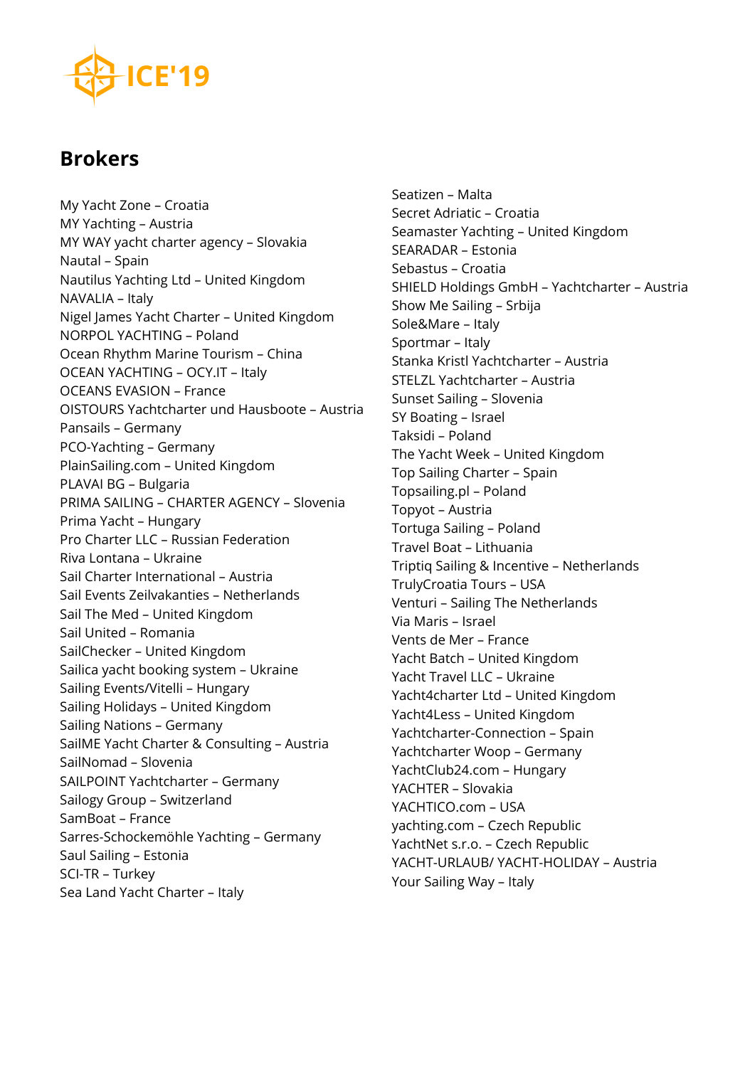## Brokers

My Yacht Zone – Croatia
MY Yachting – Austria
MY WAY yacht charter agency – Slovakia
Nautal – Spain
Nautilus Yachting Ltd – United Kingdom
NAVALIA – Italy
Nigel James Yacht Charter – United Kingdom
NORPOL YACHTING – Poland
Ocean Rhythm Marine Tourism – China
OCEAN YACHTING – OCY.IT – Italy
OCEANS EVASION – France
OISTOURS Yachtcharter und Hausboote – Austria
Pansails – Germany
PCO-Yachting – Germany
PlainSailing.com – United Kingdom
PLAVAI BG – Bulgaria
PRIMA SAILING – CHARTER AGENCY – Slovenia
Prima Yacht – Hungary
Pro Charter LLC – Russian Federation
Riva Lontana – Ukraine
Sail Charter International – Austria
Sail Events Zeilvakanties – Netherlands
Sail The Med – United Kingdom
Sail United – Romania
SailChecker – United Kingdom
Sailica yacht booking system – Ukraine
Sailing Events/Vitelli – Hungary
Sailing Holidays – United Kingdom
Sailing Nations – Germany
SailME Yacht Charter & Consulting – Austria
SailNomad – Slovenia
SAILPOINT Yachtcharter – Germany
Sailogy Group – Switzerland
SamBoat – France
Sarres-Schockemöhle Yachting – Germany
Saul Sailing – Estonia
SCI-TR – Turkey
Sea Land Yacht Charter – Italy
Seatizen – Malta
Secret Adriatic – Croatia
Seamaster Yachting – United Kingdom
SEARADAR – Estonia
Sebastus – Croatia
SHIELD Holdings GmbH – Yachtcharter – Austria
Show Me Sailing – Srbija
Sole&Mare – Italy
Sportmar – Italy
Stanka Kristl Yachtcharter – Austria
STELZL Yachtcharter – Austria
Sunset Sailing – Slovenia
SY Boating – Israel
Taksidi – Poland
The Yacht Week – United Kingdom
Top Sailing Charter – Spain
Topsailing.pl – Poland
Topyot – Austria
Tortuga Sailing – Poland
Travel Boat – Lithuania
Triptiq Sailing & Incentive – Netherlands
TrulyCroatia Tours – USA
Venturi – Sailing The Netherlands
Via Maris – Israel
Vents de Mer – France
Yacht Batch – United Kingdom
Yacht Travel LLC – Ukraine
Yacht4charter Ltd – United Kingdom
Yacht4Less – United Kingdom
Yachtcharter-Connection – Spain
Yachtcharter Woop – Germany
YachtClub24.com – Hungary
YACHTER – Slovakia
YACHTICO.com – USA
yachting.com – Czech Republic
YachtNet s.r.o. – Czech Republic
YACHT-URLAUB/ YACHT-HOLIDAY – Austria
Your Sailing Way – Italy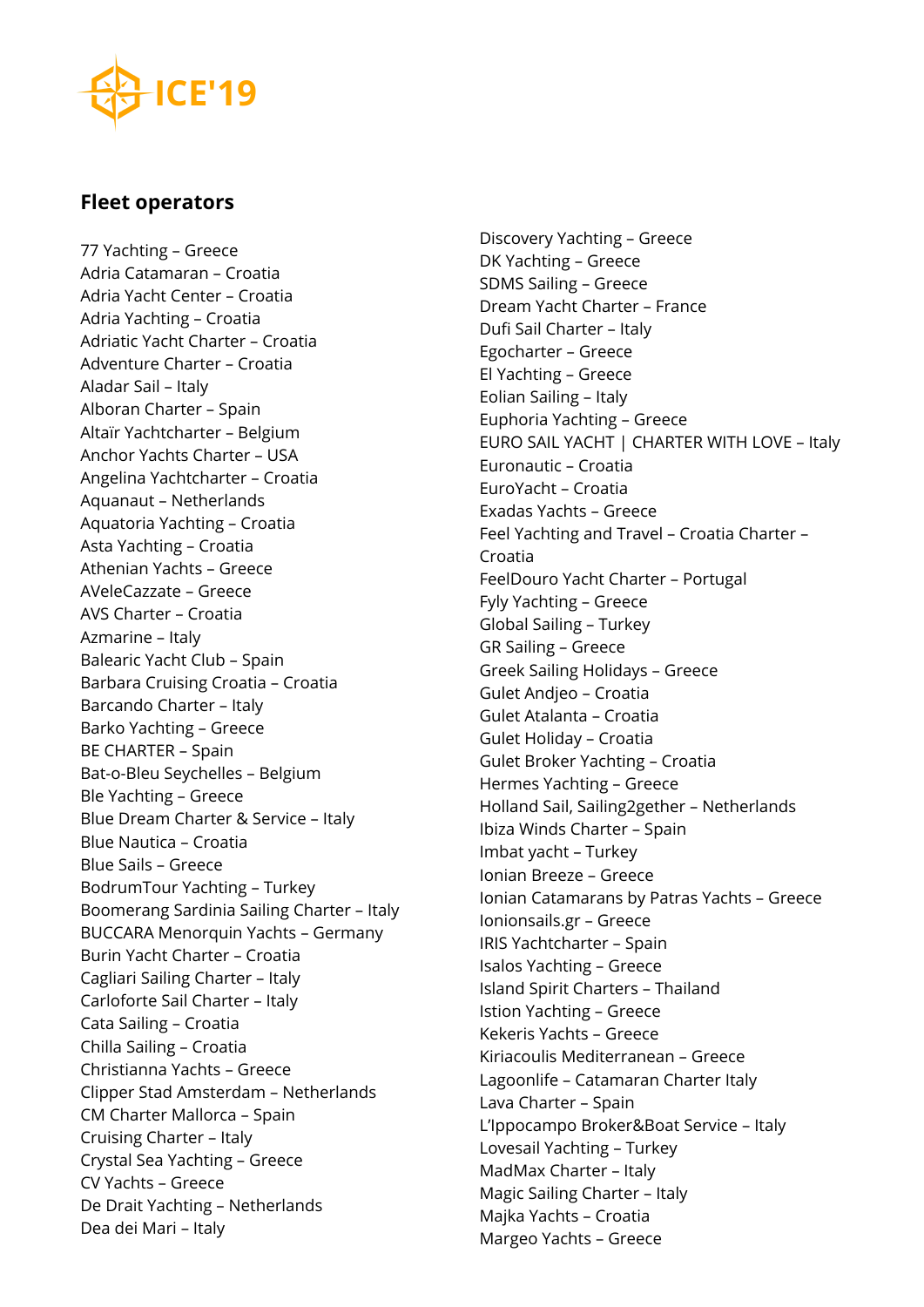ICE'19

## Fleet operators

77 Yachting – Greece
Adria Catamaran – Croatia
Adria Yacht Center – Croatia
Adria Yachting – Croatia
Adriatic Yacht Charter – Croatia
Adventure Charter – Croatia
Aladar Sail – Italy
Alboran Charter – Spain
Altaïr Yachtcharter – Belgium
Anchor Yachts Charter – USA
Angelina Yachtcharter – Croatia
Aquanaut – Netherlands
Aquatoria Yachting – Croatia
Asta Yachting – Croatia
Athenian Yachts – Greece
AVeleCazzate – Greece
AVS Charter – Croatia
Azmarine – Italy
Balearic Yacht Club – Spain
Barbara Cruising Croatia – Croatia
Barcando Charter – Italy
Barko Yachting – Greece
BE CHARTER – Spain
Bat-o-Bleu Seychelles – Belgium
Ble Yachting – Greece
Blue Dream Charter & Service – Italy
Blue Nautica – Croatia
Blue Sails – Greece
BodrumTour Yachting – Turkey
Boomerang Sardinia Sailing Charter – Italy
BUCCARA Menorquin Yachts – Germany
Burin Yacht Charter – Croatia
Cagliari Sailing Charter – Italy
Carloforte Sail Charter – Italy
Cata Sailing – Croatia
Chilla Sailing – Croatia
Christianna Yachts – Greece
Clipper Stad Amsterdam – Netherlands
CM Charter Mallorca – Spain
Cruising Charter – Italy
Crystal Sea Yachting – Greece
CV Yachts – Greece
De Drait Yachting – Netherlands
Dea dei Mari – Italy
Discovery Yachting – Greece
DK Yachting – Greece
SDMS Sailing – Greece
Dream Yacht Charter – France
Dufi Sail Charter – Italy
Egocharter – Greece
El Yachting – Greece
Eolian Sailing – Italy
Euphoria Yachting – Greece
EURO SAIL YACHT | CHARTER WITH LOVE – Italy
Euronautic – Croatia
EuroYacht – Croatia
Exadas Yachts – Greece
Feel Yachting and Travel – Croatia Charter – Croatia
FeelDouro Yacht Charter – Portugal
Fyly Yachting – Greece
Global Sailing – Turkey
GR Sailing – Greece
Greek Sailing Holidays – Greece
Gulet Andjeo – Croatia
Gulet Atalanta – Croatia
Gulet Holiday – Croatia
Gulet Broker Yachting – Croatia
Hermes Yachting – Greece
Holland Sail, Sailing2gether – Netherlands
Ibiza Winds Charter – Spain
Imbat yacht – Turkey
Ionian Breeze – Greece
Ionian Catamarans by Patras Yachts – Greece
Ionionsails.gr – Greece
IRIS Yachtcharter – Spain
Isalos Yachting – Greece
Island Spirit Charters – Thailand
Istion Yachting – Greece
Kekeris Yachts – Greece
Kiriacoulis Mediterranean – Greece
Lagoonlife – Catamaran Charter Italy
Lava Charter – Spain
L'Ippocampo Broker&Boat Service – Italy
Lovesail Yachting – Turkey
MadMax Charter – Italy
Magic Sailing Charter – Italy
Majka Yachts – Croatia
Margeo Yachts – Greece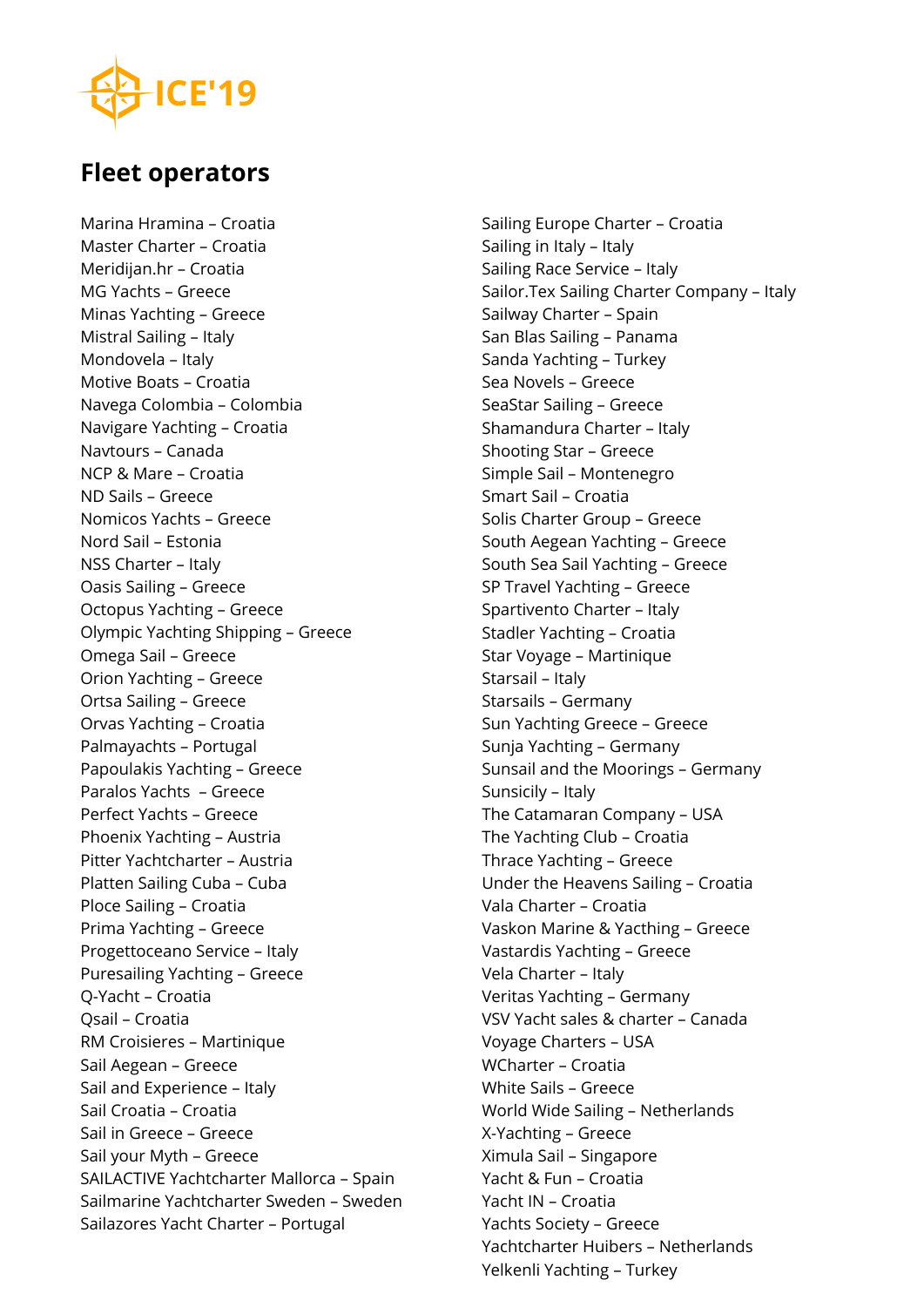## Fleet operators

Marina Hramina – Croatia
Master Charter – Croatia
Meridijan.hr – Croatia
MG Yachts – Greece
Minas Yachting – Greece
Mistral Sailing – Italy
Mondovela – Italy
Motive Boats – Croatia
Navega Colombia – Colombia
Navigare Yachting – Croatia
Navtours – Canada
NCP & Mare – Croatia
ND Sails – Greece
Nomicos Yachts – Greece
Nord Sail – Estonia
NSS Charter – Italy
Oasis Sailing – Greece
Octopus Yachting – Greece
Olympic Yachting Shipping – Greece
Omega Sail – Greece
Orion Yachting – Greece
Ortsa Sailing – Greece
Orvas Yachting – Croatia
Palmayachts – Portugal
Papoulakis Yachting – Greece
Paralos Yachts – Greece
Perfect Yachts – Greece
Phoenix Yachting – Austria
Pitter Yachtcharter – Austria
Platten Sailing Cuba – Cuba
Ploce Sailing – Croatia
Prima Yachting – Greece
Progettoceano Service – Italy
Puresailing Yachting – Greece
Q-Yacht – Croatia
Qsail – Croatia
RM Croisieres – Martinique
Sail Aegean – Greece
Sail and Experience – Italy
Sail Croatia – Croatia
Sail in Greece – Greece
Sail your Myth – Greece
SAILACTIVE Yachtcharter Mallorca – Spain
Sailmarine Yachtcharter Sweden – Sweden
Sailazores Yacht Charter – Portugal
Sailing Europe Charter – Croatia
Sailing in Italy – Italy
Sailing Race Service – Italy
Sailor.Tex Sailing Charter Company – Italy
Sailway Charter – Spain
San Blas Sailing – Panama
Sanda Yachting – Turkey
Sea Novels – Greece
SeaStar Sailing – Greece
Shamandura Charter – Italy
Shooting Star – Greece
Simple Sail – Montenegro
Smart Sail – Croatia
Solis Charter Group – Greece
South Aegean Yachting – Greece
South Sea Sail Yachting – Greece
SP Travel Yachting – Greece
Spartivento Charter – Italy
Stadler Yachting – Croatia
Star Voyage – Martinique
Starsail – Italy
Starsails – Germany
Sun Yachting Greece – Greece
Sunja Yachting – Germany
Sunsail and the Moorings – Germany
Sunsicily – Italy
The Catamaran Company – USA
The Yachting Club – Croatia
Thrace Yachting – Greece
Under the Heavens Sailing – Croatia
Vala Charter – Croatia
Vaskon Marine & Yacthing – Greece
Vastardis Yachting – Greece
Vela Charter – Italy
Veritas Yachting – Germany
VSV Yacht sales & charter – Canada
Voyage Charters – USA
WCharter – Croatia
White Sails – Greece
World Wide Sailing – Netherlands
X-Yachting – Greece
Ximula Sail – Singapore
Yacht & Fun – Croatia
Yacht IN – Croatia
Yachts Society – Greece
Yachtcharter Huibers – Netherlands
Yelkenli Yachting – Turkey